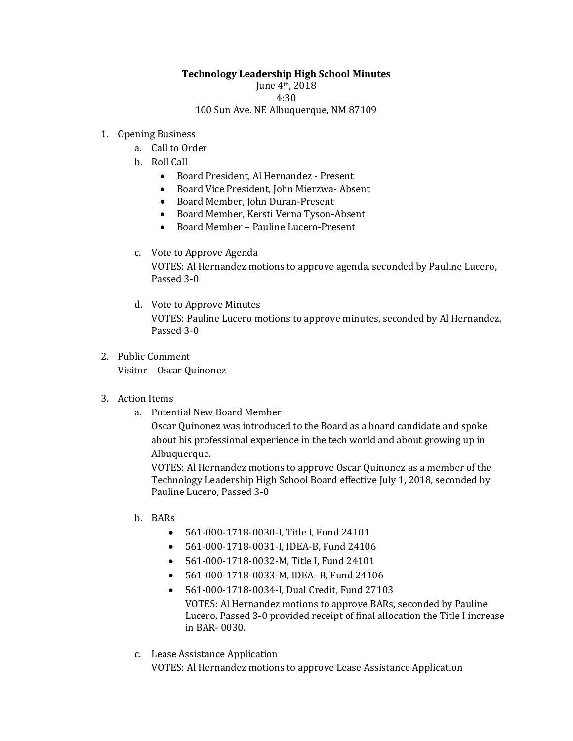# Technology Leadership High School Minutes

June 4th, 2018
4:30
100 Sun Ave. NE Albuquerque, NM 87109

1. Opening Business
   a. Call to Order
   b. Roll Call
      - Board President, Al Hernandez - Present
      - Board Vice President, John Mierzwa- Absent
      - Board Member, John Duran-Present
      - Board Member, Kersti Verna Tyson-Absent
      - Board Member – Pauline Lucero-Present

   c. Vote to Approve Agenda
      VOTES: Al Hernandez motions to approve agenda, seconded by Pauline Lucero, Passed 3-0

   d. Vote to Approve Minutes
      VOTES: Pauline Lucero motions to approve minutes, seconded by Al Hernandez, Passed 3-0

2. Public Comment
   Visitor – Oscar Quinonez

3. Action Items
   a. Potential New Board Member
      Oscar Quinonez was introduced to the Board as a board candidate and spoke about his professional experience in the tech world and about growing up in Albuquerque.
      VOTES: Al Hernandez motions to approve Oscar Quinonez as a member of the Technology Leadership High School Board effective July 1, 2018, seconded by Pauline Lucero, Passed 3-0

   b. BARs
      - 561-000-1718-0030-I, Title I, Fund 24101
      - 561-000-1718-0031-I, IDEA-B, Fund 24106
      - 561-000-1718-0032-M, Title I, Fund 24101
      - 561-000-1718-0033-M, IDEA- B, Fund 24106
      - 561-000-1718-0034-I, Dual Credit, Fund 27103
        VOTES: Al Hernandez motions to approve BARs, seconded by Pauline Lucero, Passed 3-0 provided receipt of final allocation the Title I increase in BAR- 0030.

   c. Lease Assistance Application
      VOTES: Al Hernandez motions to approve Lease Assistance Application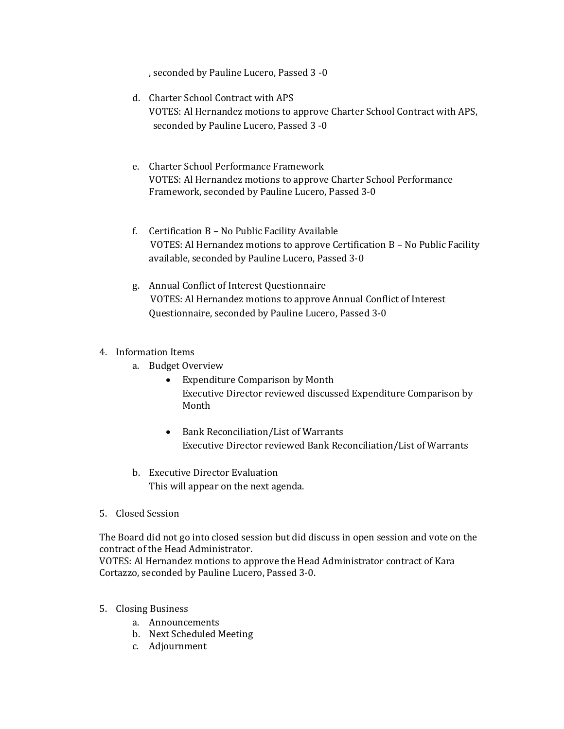, seconded by Pauline Lucero, Passed 3 -0

d. Charter School Contract with APS
   VOTES: Al Hernandez motions to approve Charter School Contract with APS, seconded by Pauline Lucero, Passed 3 -0

e. Charter School Performance Framework
   VOTES: Al Hernandez motions to approve Charter School Performance Framework, seconded by Pauline Lucero, Passed 3-0

f. Certification B – No Public Facility Available
   VOTES: Al Hernandez motions to approve Certification B – No Public Facility available, seconded by Pauline Lucero, Passed 3-0

g. Annual Conflict of Interest Questionnaire
   VOTES: Al Hernandez motions to approve Annual Conflict of Interest Questionnaire, seconded by Pauline Lucero, Passed 3-0

4. Information Items
   a. Budget Overview
      - Expenditure Comparison by Month
        Executive Director reviewed discussed Expenditure Comparison by Month
      - Bank Reconciliation/List of Warrants
        Executive Director reviewed Bank Reconciliation/List of Warrants
   b. Executive Director Evaluation
      This will appear on the next agenda.

5. Closed Session

The Board did not go into closed session but did discuss in open session and vote on the contract of the Head Administrator.
VOTES: Al Hernandez motions to approve the Head Administrator contract of Kara Cortazzo, seconded by Pauline Lucero, Passed 3-0.

5. Closing Business
   a. Announcements
   b. Next Scheduled Meeting
   c. Adjournment